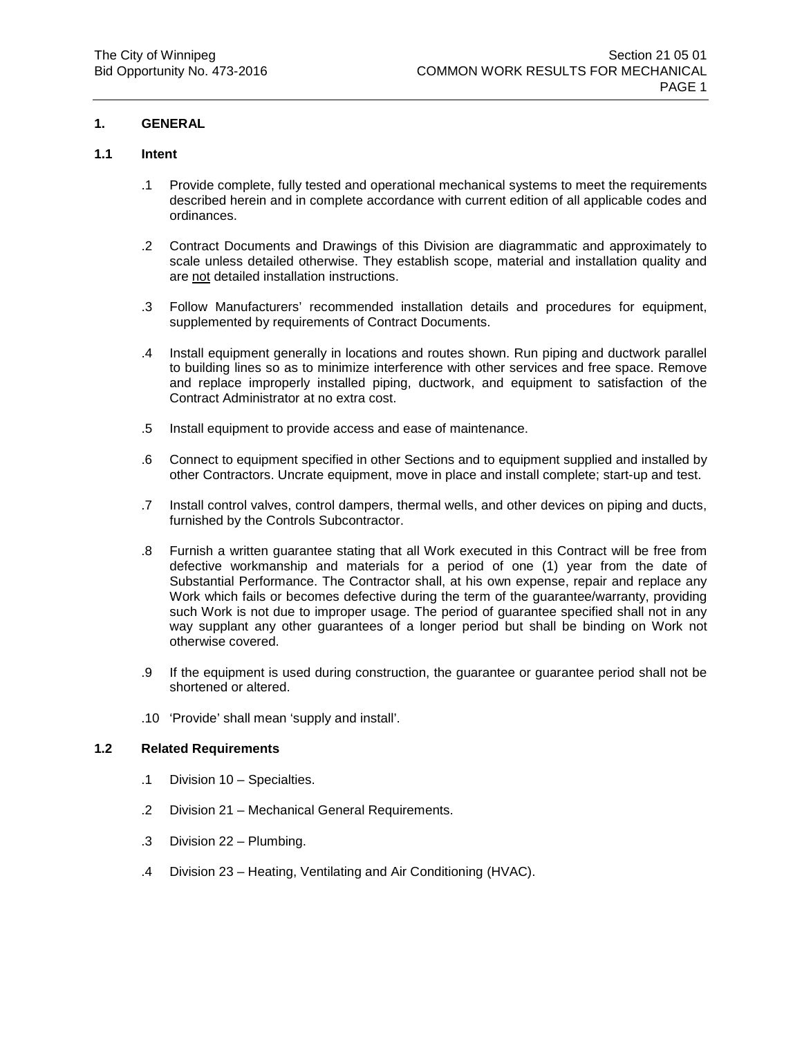## 1. GENERAL

### 1.1 Intent

.1 Provide complete, fully tested and operational mechanical systems to meet the requirements described herein and in complete accordance with current edition of all applicable codes and ordinances.

.2 Contract Documents and Drawings of this Division are diagrammatic and approximately to scale unless detailed otherwise. They establish scope, material and installation quality and are <u>not</u> detailed installation instructions.

.3 Follow Manufacturers' recommended installation details and procedures for equipment, supplemented by requirements of Contract Documents.

.4 Install equipment generally in locations and routes shown. Run piping and ductwork parallel to building lines so as to minimize interference with other services and free space. Remove and replace improperly installed piping, ductwork, and equipment to satisfaction of the Contract Administrator at no extra cost.

.5 Install equipment to provide access and ease of maintenance.

.6 Connect to equipment specified in other Sections and to equipment supplied and installed by other Contractors. Uncrate equipment, move in place and install complete; start-up and test.

.7 Install control valves, control dampers, thermal wells, and other devices on piping and ducts, furnished by the Controls Subcontractor.

.8 Furnish a written guarantee stating that all Work executed in this Contract will be free from defective workmanship and materials for a period of one (1) year from the date of Substantial Performance. The Contractor shall, at his own expense, repair and replace any Work which fails or becomes defective during the term of the guarantee/warranty, providing such Work is not due to improper usage. The period of guarantee specified shall not in any way supplant any other guarantees of a longer period but shall be binding on Work not otherwise covered.

.9 If the equipment is used during construction, the guarantee or guarantee period shall not be shortened or altered.

.10 'Provide' shall mean 'supply and install'.

### 1.2 Related Requirements

.1 Division 10 – Specialties.

.2 Division 21 – Mechanical General Requirements.

.3 Division 22 – Plumbing.

.4 Division 23 – Heating, Ventilating and Air Conditioning (HVAC).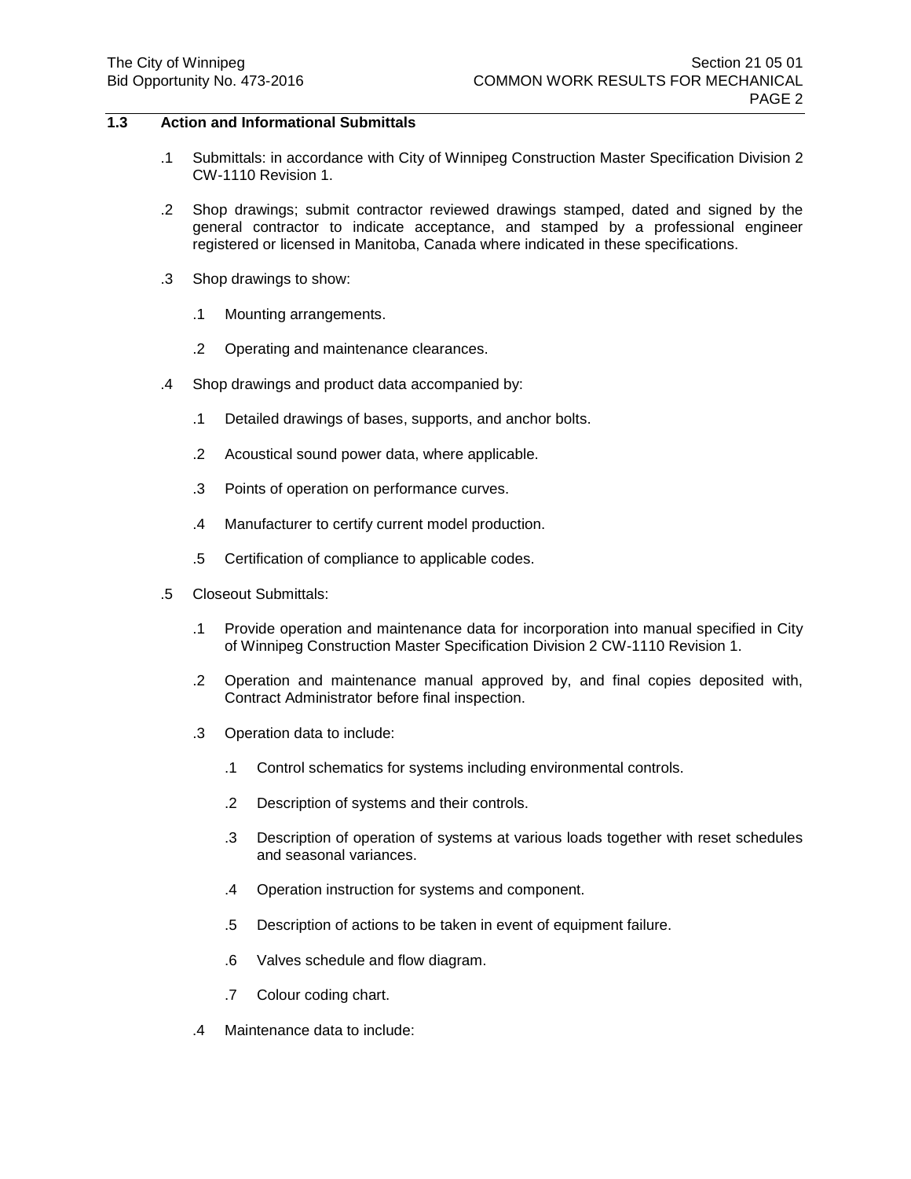## 1.3 Action and Informational Submittals

.1 Submittals: in accordance with City of Winnipeg Construction Master Specification Division 2 CW-1110 Revision 1.

.2 Shop drawings; submit contractor reviewed drawings stamped, dated and signed by the general contractor to indicate acceptance, and stamped by a professional engineer registered or licensed in Manitoba, Canada where indicated in these specifications.

.3 Shop drawings to show:

   .1 Mounting arrangements.

   .2 Operating and maintenance clearances.

.4 Shop drawings and product data accompanied by:

   .1 Detailed drawings of bases, supports, and anchor bolts.

   .2 Acoustical sound power data, where applicable.

   .3 Points of operation on performance curves.

   .4 Manufacturer to certify current model production.

   .5 Certification of compliance to applicable codes.

.5 Closeout Submittals:

   .1 Provide operation and maintenance data for incorporation into manual specified in City of Winnipeg Construction Master Specification Division 2 CW-1110 Revision 1.

   .2 Operation and maintenance manual approved by, and final copies deposited with, Contract Administrator before final inspection.

   .3 Operation data to include:

      .1 Control schematics for systems including environmental controls.

      .2 Description of systems and their controls.

      .3 Description of operation of systems at various loads together with reset schedules and seasonal variances.

      .4 Operation instruction for systems and component.

      .5 Description of actions to be taken in event of equipment failure.

      .6 Valves schedule and flow diagram.

      .7 Colour coding chart.

   .4 Maintenance data to include: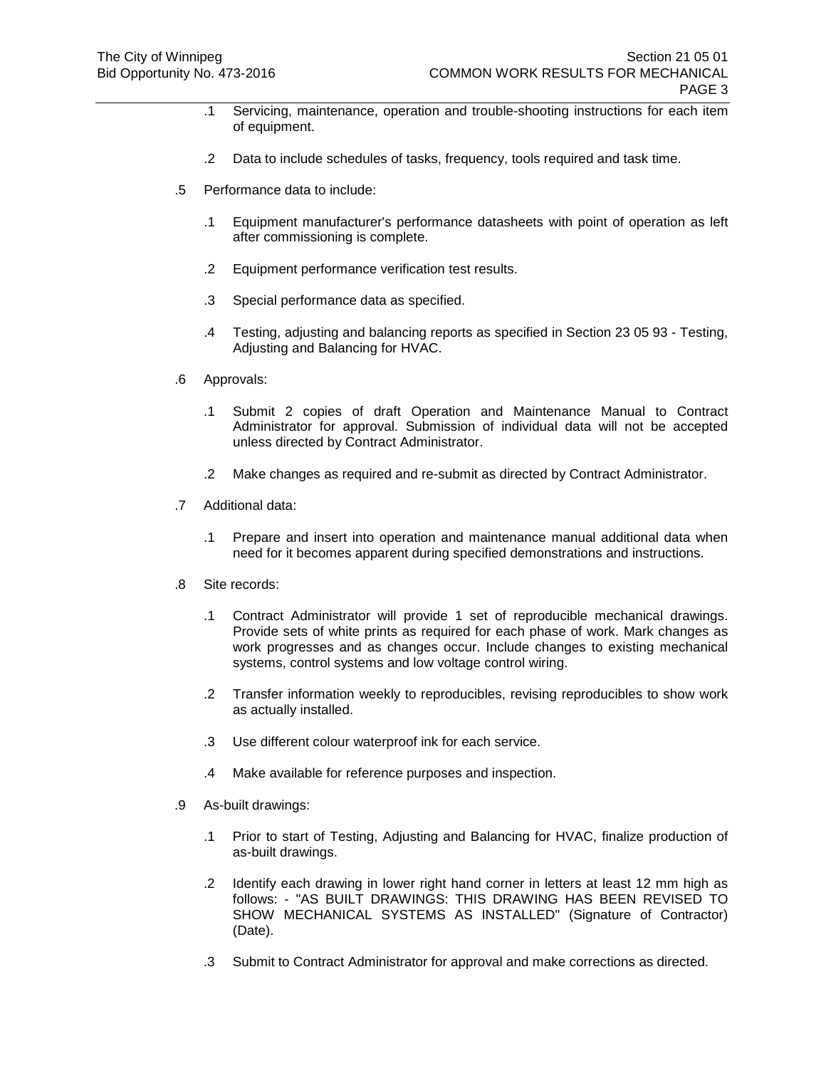.1 Servicing, maintenance, operation and trouble-shooting instructions for each item of equipment.

.2 Data to include schedules of tasks, frequency, tools required and task time.

.5 Performance data to include:

.1 Equipment manufacturer's performance datasheets with point of operation as left after commissioning is complete.

.2 Equipment performance verification test results.

.3 Special performance data as specified.

.4 Testing, adjusting and balancing reports as specified in Section 23 05 93 - Testing, Adjusting and Balancing for HVAC.

.6 Approvals:

.1 Submit 2 copies of draft Operation and Maintenance Manual to Contract Administrator for approval. Submission of individual data will not be accepted unless directed by Contract Administrator.

.2 Make changes as required and re-submit as directed by Contract Administrator.

.7 Additional data:

.1 Prepare and insert into operation and maintenance manual additional data when need for it becomes apparent during specified demonstrations and instructions.

.8 Site records:

.1 Contract Administrator will provide 1 set of reproducible mechanical drawings. Provide sets of white prints as required for each phase of work. Mark changes as work progresses and as changes occur. Include changes to existing mechanical systems, control systems and low voltage control wiring.

.2 Transfer information weekly to reproducibles, revising reproducibles to show work as actually installed.

.3 Use different colour waterproof ink for each service.

.4 Make available for reference purposes and inspection.

.9 As-built drawings:

.1 Prior to start of Testing, Adjusting and Balancing for HVAC, finalize production of as-built drawings.

.2 Identify each drawing in lower right hand corner in letters at least 12 mm high as follows: - "AS BUILT DRAWINGS: THIS DRAWING HAS BEEN REVISED TO SHOW MECHANICAL SYSTEMS AS INSTALLED" (Signature of Contractor) (Date).

.3 Submit to Contract Administrator for approval and make corrections as directed.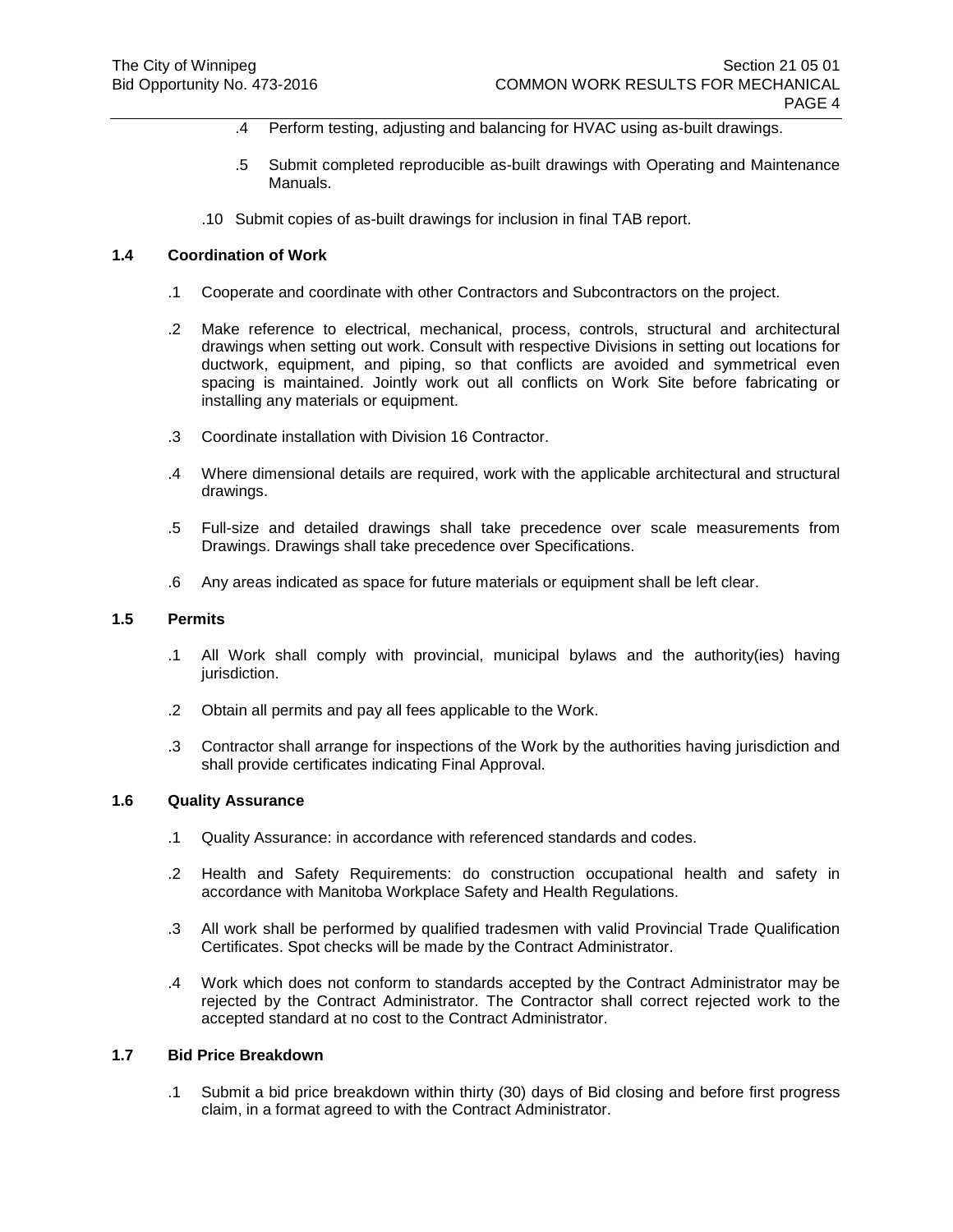.4 Perform testing, adjusting and balancing for HVAC using as-built drawings.

.5 Submit completed reproducible as-built drawings with Operating and Maintenance Manuals.

.10 Submit copies of as-built drawings for inclusion in final TAB report.

### 1.4 Coordination of Work

.1 Cooperate and coordinate with other Contractors and Subcontractors on the project.

.2 Make reference to electrical, mechanical, process, controls, structural and architectural drawings when setting out work. Consult with respective Divisions in setting out locations for ductwork, equipment, and piping, so that conflicts are avoided and symmetrical even spacing is maintained. Jointly work out all conflicts on Work Site before fabricating or installing any materials or equipment.

.3 Coordinate installation with Division 16 Contractor.

.4 Where dimensional details are required, work with the applicable architectural and structural drawings.

.5 Full-size and detailed drawings shall take precedence over scale measurements from Drawings. Drawings shall take precedence over Specifications.

.6 Any areas indicated as space for future materials or equipment shall be left clear.

### 1.5 Permits

.1 All Work shall comply with provincial, municipal bylaws and the authority(ies) having jurisdiction.

.2 Obtain all permits and pay all fees applicable to the Work.

.3 Contractor shall arrange for inspections of the Work by the authorities having jurisdiction and shall provide certificates indicating Final Approval.

### 1.6 Quality Assurance

.1 Quality Assurance: in accordance with referenced standards and codes.

.2 Health and Safety Requirements: do construction occupational health and safety in accordance with Manitoba Workplace Safety and Health Regulations.

.3 All work shall be performed by qualified tradesmen with valid Provincial Trade Qualification Certificates. Spot checks will be made by the Contract Administrator.

.4 Work which does not conform to standards accepted by the Contract Administrator may be rejected by the Contract Administrator. The Contractor shall correct rejected work to the accepted standard at no cost to the Contract Administrator.

### 1.7 Bid Price Breakdown

.1 Submit a bid price breakdown within thirty (30) days of Bid closing and before first progress claim, in a format agreed to with the Contract Administrator.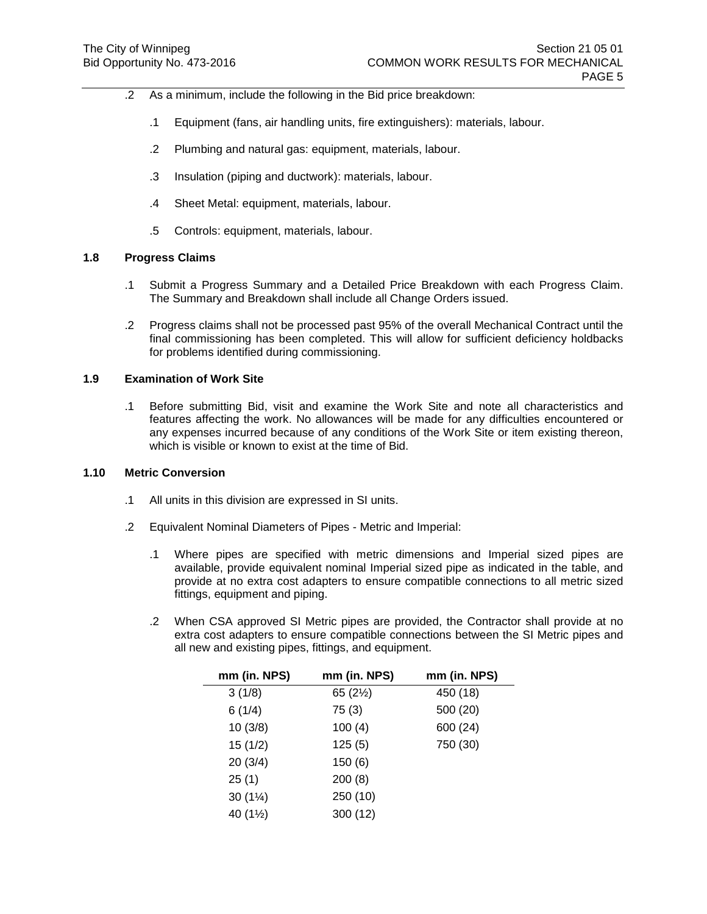.2 As a minimum, include the following in the Bid price breakdown:

.1 Equipment (fans, air handling units, fire extinguishers): materials, labour.

.2 Plumbing and natural gas: equipment, materials, labour.

.3 Insulation (piping and ductwork): materials, labour.

.4 Sheet Metal: equipment, materials, labour.

.5 Controls: equipment, materials, labour.

## 1.8 Progress Claims

.1 Submit a Progress Summary and a Detailed Price Breakdown with each Progress Claim. The Summary and Breakdown shall include all Change Orders issued.

.2 Progress claims shall not be processed past 95% of the overall Mechanical Contract until the final commissioning has been completed. This will allow for sufficient deficiency holdbacks for problems identified during commissioning.

## 1.9 Examination of Work Site

.1 Before submitting Bid, visit and examine the Work Site and note all characteristics and features affecting the work. No allowances will be made for any difficulties encountered or any expenses incurred because of any conditions of the Work Site or item existing thereon, which is visible or known to exist at the time of Bid.

## 1.10 Metric Conversion

.1 All units in this division are expressed in SI units.

.2 Equivalent Nominal Diameters of Pipes - Metric and Imperial:

.1 Where pipes are specified with metric dimensions and Imperial sized pipes are available, provide equivalent nominal Imperial sized pipe as indicated in the table, and provide at no extra cost adapters to ensure compatible connections to all metric sized fittings, equipment and piping.

.2 When CSA approved SI Metric pipes are provided, the Contractor shall provide at no extra cost adapters to ensure compatible connections between the SI Metric pipes and all new and existing pipes, fittings, and equipment.

| mm (in. NPS) | mm (in. NPS) | mm (in. NPS) |
|---|---|---|
| 3 (1/8) | 65 (2½) | 450 (18) |
| 6 (1/4) | 75 (3) | 500 (20) |
| 10 (3/8) | 100 (4) | 600 (24) |
| 15 (1/2) | 125 (5) | 750 (30) |
| 20 (3/4) | 150 (6) | |
| 25 (1) | 200 (8) | |
| 30 (1¼) | 250 (10) | |
| 40 (1½) | 300 (12) | |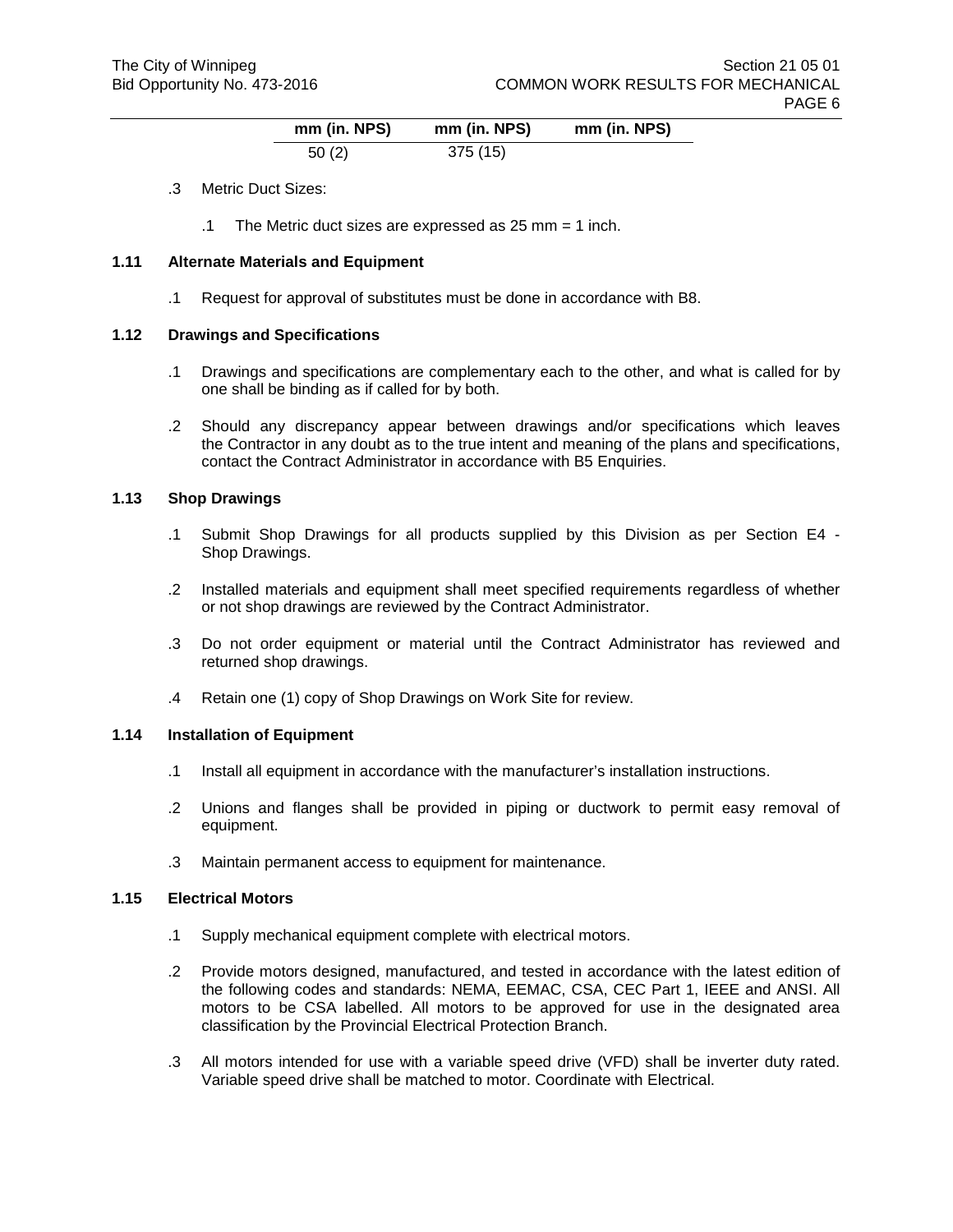| mm (in. NPS) | mm (in. NPS) | mm (in. NPS) |
|---|---|---|
| 50 (2) | 375 (15) | |

.3 Metric Duct Sizes:

.1 The Metric duct sizes are expressed as 25 mm = 1 inch.

### 1.11 Alternate Materials and Equipment

.1 Request for approval of substitutes must be done in accordance with B8.

### 1.12 Drawings and Specifications

.1 Drawings and specifications are complementary each to the other, and what is called for by one shall be binding as if called for by both.

.2 Should any discrepancy appear between drawings and/or specifications which leaves the Contractor in any doubt as to the true intent and meaning of the plans and specifications, contact the Contract Administrator in accordance with B5 Enquiries.

### 1.13 Shop Drawings

.1 Submit Shop Drawings for all products supplied by this Division as per Section E4 - Shop Drawings.

.2 Installed materials and equipment shall meet specified requirements regardless of whether or not shop drawings are reviewed by the Contract Administrator.

.3 Do not order equipment or material until the Contract Administrator has reviewed and returned shop drawings.

.4 Retain one (1) copy of Shop Drawings on Work Site for review.

### 1.14 Installation of Equipment

.1 Install all equipment in accordance with the manufacturer's installation instructions.

.2 Unions and flanges shall be provided in piping or ductwork to permit easy removal of equipment.

.3 Maintain permanent access to equipment for maintenance.

### 1.15 Electrical Motors

.1 Supply mechanical equipment complete with electrical motors.

.2 Provide motors designed, manufactured, and tested in accordance with the latest edition of the following codes and standards: NEMA, EEMAC, CSA, CEC Part 1, IEEE and ANSI. All motors to be CSA labelled. All motors to be approved for use in the designated area classification by the Provincial Electrical Protection Branch.

.3 All motors intended for use with a variable speed drive (VFD) shall be inverter duty rated. Variable speed drive shall be matched to motor. Coordinate with Electrical.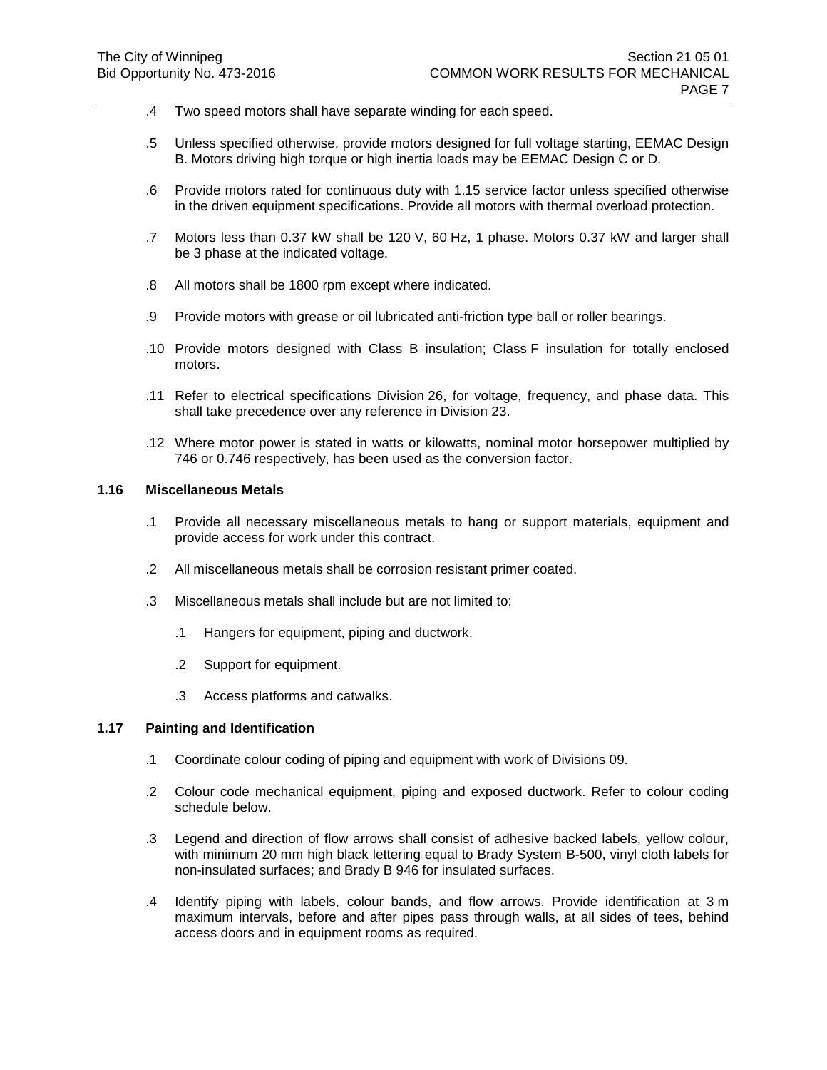.4 Two speed motors shall have separate winding for each speed.

.5 Unless specified otherwise, provide motors designed for full voltage starting, EEMAC Design B. Motors driving high torque or high inertia loads may be EEMAC Design C or D.

.6 Provide motors rated for continuous duty with 1.15 service factor unless specified otherwise in the driven equipment specifications. Provide all motors with thermal overload protection.

.7 Motors less than 0.37 kW shall be 120 V, 60 Hz, 1 phase. Motors 0.37 kW and larger shall be 3 phase at the indicated voltage.

.8 All motors shall be 1800 rpm except where indicated.

.9 Provide motors with grease or oil lubricated anti-friction type ball or roller bearings.

.10 Provide motors designed with Class B insulation; Class F insulation for totally enclosed motors.

.11 Refer to electrical specifications Division 26, for voltage, frequency, and phase data. This shall take precedence over any reference in Division 23.

.12 Where motor power is stated in watts or kilowatts, nominal motor horsepower multiplied by 746 or 0.746 respectively, has been used as the conversion factor.

### 1.16 Miscellaneous Metals

.1 Provide all necessary miscellaneous metals to hang or support materials, equipment and provide access for work under this contract.

.2 All miscellaneous metals shall be corrosion resistant primer coated.

.3 Miscellaneous metals shall include but are not limited to:

  .1 Hangers for equipment, piping and ductwork.

  .2 Support for equipment.

  .3 Access platforms and catwalks.

### 1.17 Painting and Identification

.1 Coordinate colour coding of piping and equipment with work of Divisions 09.

.2 Colour code mechanical equipment, piping and exposed ductwork. Refer to colour coding schedule below.

.3 Legend and direction of flow arrows shall consist of adhesive backed labels, yellow colour, with minimum 20 mm high black lettering equal to Brady System B-500, vinyl cloth labels for non-insulated surfaces; and Brady B 946 for insulated surfaces.

.4 Identify piping with labels, colour bands, and flow arrows. Provide identification at 3 m maximum intervals, before and after pipes pass through walls, at all sides of tees, behind access doors and in equipment rooms as required.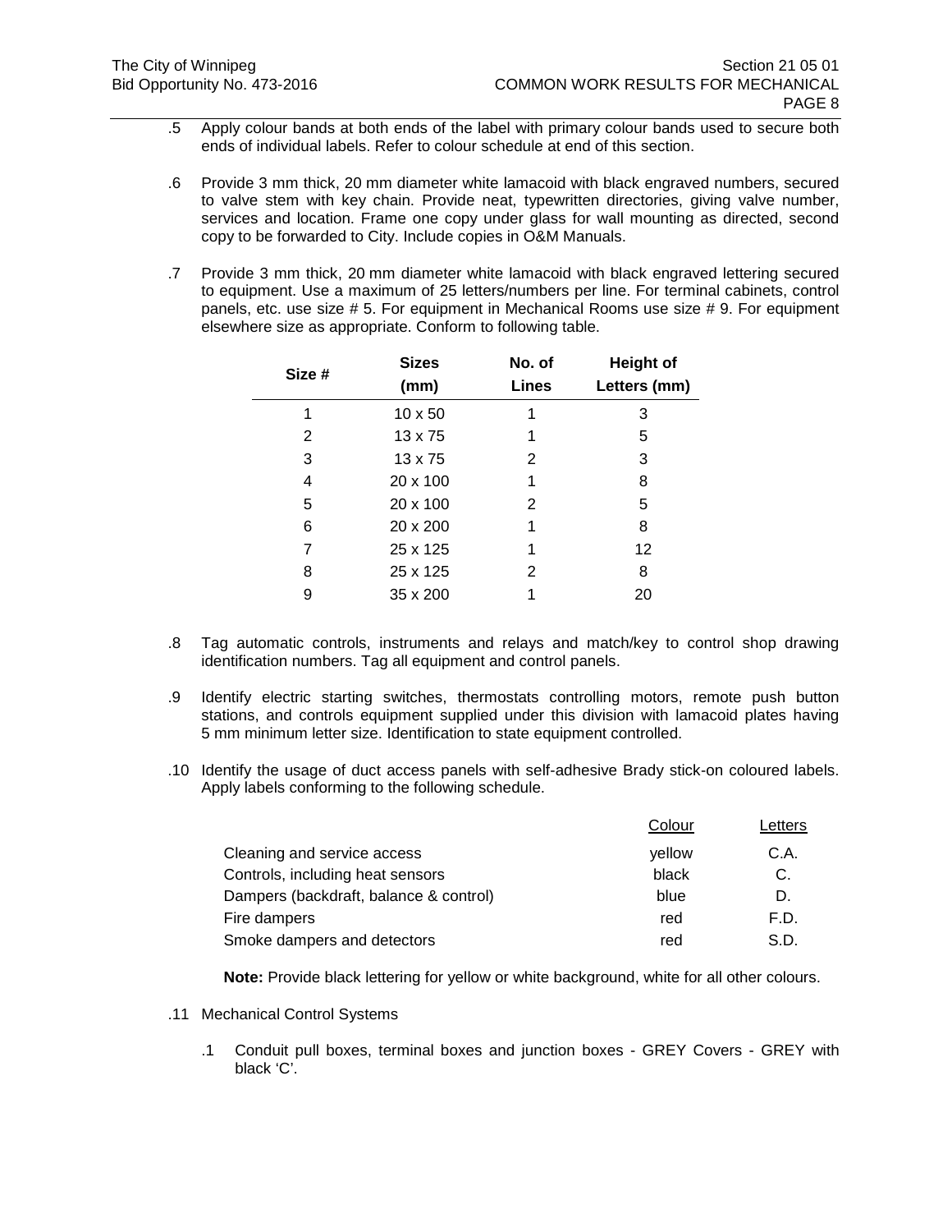.5 Apply colour bands at both ends of the label with primary colour bands used to secure both ends of individual labels. Refer to colour schedule at end of this section.

.6 Provide 3 mm thick, 20 mm diameter white lamacoid with black engraved numbers, secured to valve stem with key chain. Provide neat, typewritten directories, giving valve number, services and location. Frame one copy under glass for wall mounting as directed, second copy to be forwarded to City. Include copies in O&M Manuals.

.7 Provide 3 mm thick, 20 mm diameter white lamacoid with black engraved lettering secured to equipment. Use a maximum of 25 letters/numbers per line. For terminal cabinets, control panels, etc. use size # 5. For equipment in Mechanical Rooms use size # 9. For equipment elsewhere size as appropriate. Conform to following table.

| Size # | Sizes (mm) | No. of Lines | Height of Letters (mm) |
|---|---|---|---|
| 1 | 10 x 50 | 1 | 3 |
| 2 | 13 x 75 | 1 | 5 |
| 3 | 13 x 75 | 2 | 3 |
| 4 | 20 x 100 | 1 | 8 |
| 5 | 20 x 100 | 2 | 5 |
| 6 | 20 x 200 | 1 | 8 |
| 7 | 25 x 125 | 1 | 12 |
| 8 | 25 x 125 | 2 | 8 |
| 9 | 35 x 200 | 1 | 20 |

.8 Tag automatic controls, instruments and relays and match/key to control shop drawing identification numbers. Tag all equipment and control panels.

.9 Identify electric starting switches, thermostats controlling motors, remote push button stations, and controls equipment supplied under this division with lamacoid plates having 5 mm minimum letter size. Identification to state equipment controlled.

.10 Identify the usage of duct access panels with self-adhesive Brady stick-on coloured labels. Apply labels conforming to the following schedule.

| | Colour | Letters |
|---|---|---|
| Cleaning and service access | yellow | C.A. |
| Controls, including heat sensors | black | C. |
| Dampers (backdraft, balance & control) | blue | D. |
| Fire dampers | red | F.D. |
| Smoke dampers and detectors | red | S.D. |

**Note:** Provide black lettering for yellow or white background, white for all other colours.

.11 Mechanical Control Systems

.1 Conduit pull boxes, terminal boxes and junction boxes - GREY Covers - GREY with black 'C'.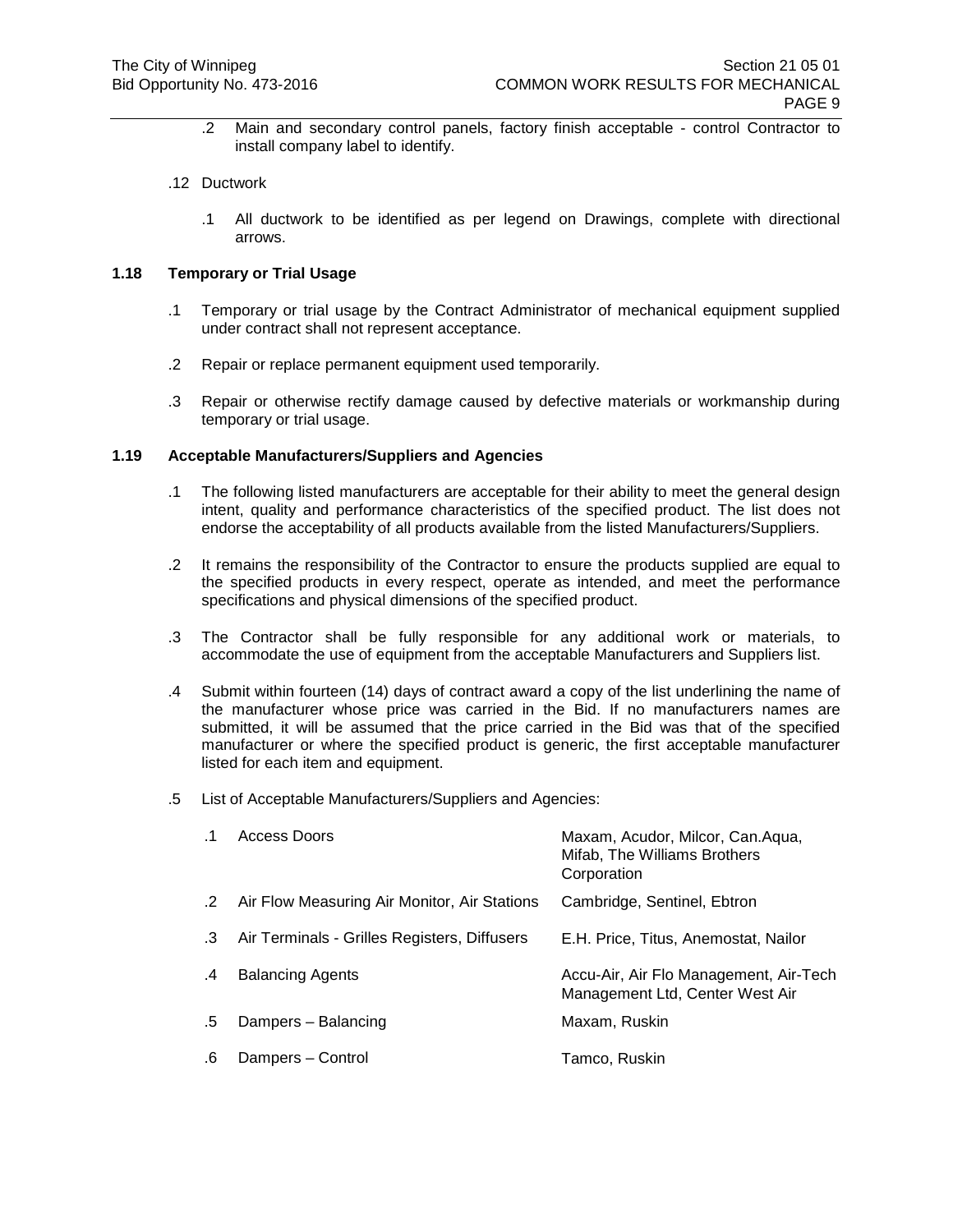.2 Main and secondary control panels, factory finish acceptable - control Contractor to install company label to identify.

.12 Ductwork

.1 All ductwork to be identified as per legend on Drawings, complete with directional arrows.

**1.18 Temporary or Trial Usage**

.1 Temporary or trial usage by the Contract Administrator of mechanical equipment supplied under contract shall not represent acceptance.

.2 Repair or replace permanent equipment used temporarily.

.3 Repair or otherwise rectify damage caused by defective materials or workmanship during temporary or trial usage.

**1.19 Acceptable Manufacturers/Suppliers and Agencies**

.1 The following listed manufacturers are acceptable for their ability to meet the general design intent, quality and performance characteristics of the specified product. The list does not endorse the acceptability of all products available from the listed Manufacturers/Suppliers.

.2 It remains the responsibility of the Contractor to ensure the products supplied are equal to the specified products in every respect, operate as intended, and meet the performance specifications and physical dimensions of the specified product.

.3 The Contractor shall be fully responsible for any additional work or materials, to accommodate the use of equipment from the acceptable Manufacturers and Suppliers list.

.4 Submit within fourteen (14) days of contract award a copy of the list underlining the name of the manufacturer whose price was carried in the Bid. If no manufacturers names are submitted, it will be assumed that the price carried in the Bid was that of the specified manufacturer or where the specified product is generic, the first acceptable manufacturer listed for each item and equipment.

.5 List of Acceptable Manufacturers/Suppliers and Agencies:

| | | |
|---|---|---|
| .1 | Access Doors | Maxam, Acudor, Milcor, Can.Aqua, Mifab, The Williams Brothers Corporation |
| .2 | Air Flow Measuring Air Monitor, Air Stations | Cambridge, Sentinel, Ebtron |
| .3 | Air Terminals - Grilles Registers, Diffusers | E.H. Price, Titus, Anemostat, Nailor |
| .4 | Balancing Agents | Accu-Air, Air Flo Management, Air-Tech Management Ltd, Center West Air |
| .5 | Dampers – Balancing | Maxam, Ruskin |
| .6 | Dampers – Control | Tamco, Ruskin |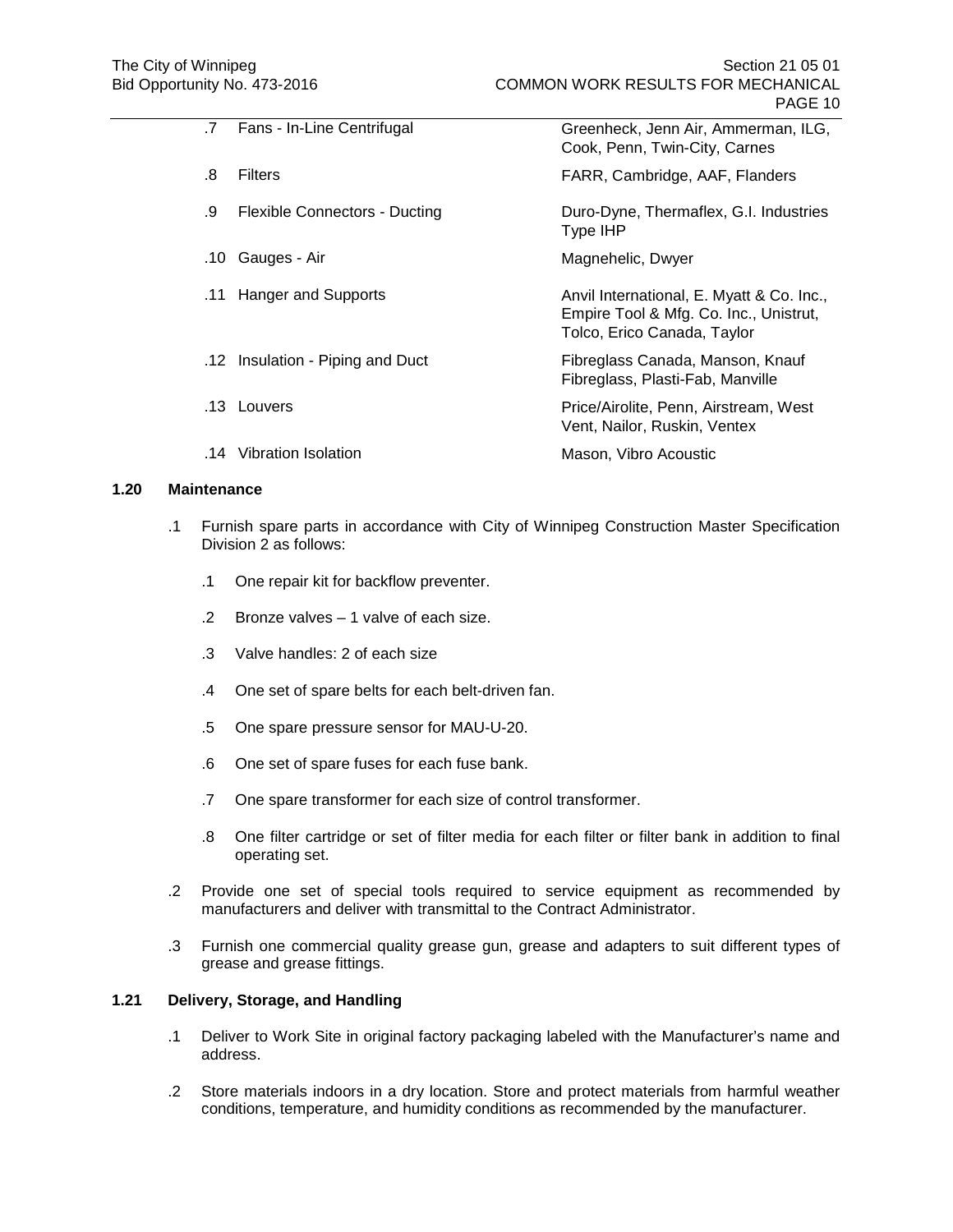| | | |
|---|---|---|
| .7 | Fans - In-Line Centrifugal | Greenheck, Jenn Air, Ammerman, ILG, Cook, Penn, Twin-City, Carnes |
| .8 | Filters | FARR, Cambridge, AAF, Flanders |
| .9 | Flexible Connectors - Ducting | Duro-Dyne, Thermaflex, G.I. Industries Type IHP |
| .10 | Gauges - Air | Magnehelic, Dwyer |
| .11 | Hanger and Supports | Anvil International, E. Myatt & Co. Inc., Empire Tool & Mfg. Co. Inc., Unistrut, Tolco, Erico Canada, Taylor |
| .12 | Insulation - Piping and Duct | Fibreglass Canada, Manson, Knauf Fibreglass, Plasti-Fab, Manville |
| .13 | Louvers | Price/Airolite, Penn, Airstream, West Vent, Nailor, Ruskin, Ventex |
| .14 | Vibration Isolation | Mason, Vibro Acoustic |

## 1.20 Maintenance

.1 Furnish spare parts in accordance with City of Winnipeg Construction Master Specification Division 2 as follows:

- .1 One repair kit for backflow preventer.
- .2 Bronze valves – 1 valve of each size.
- .3 Valve handles: 2 of each size
- .4 One set of spare belts for each belt-driven fan.
- .5 One spare pressure sensor for MAU-U-20.
- .6 One set of spare fuses for each fuse bank.
- .7 One spare transformer for each size of control transformer.
- .8 One filter cartridge or set of filter media for each filter or filter bank in addition to final operating set.

.2 Provide one set of special tools required to service equipment as recommended by manufacturers and deliver with transmittal to the Contract Administrator.

.3 Furnish one commercial quality grease gun, grease and adapters to suit different types of grease and grease fittings.

## 1.21 Delivery, Storage, and Handling

.1 Deliver to Work Site in original factory packaging labeled with the Manufacturer's name and address.

.2 Store materials indoors in a dry location. Store and protect materials from harmful weather conditions, temperature, and humidity conditions as recommended by the manufacturer.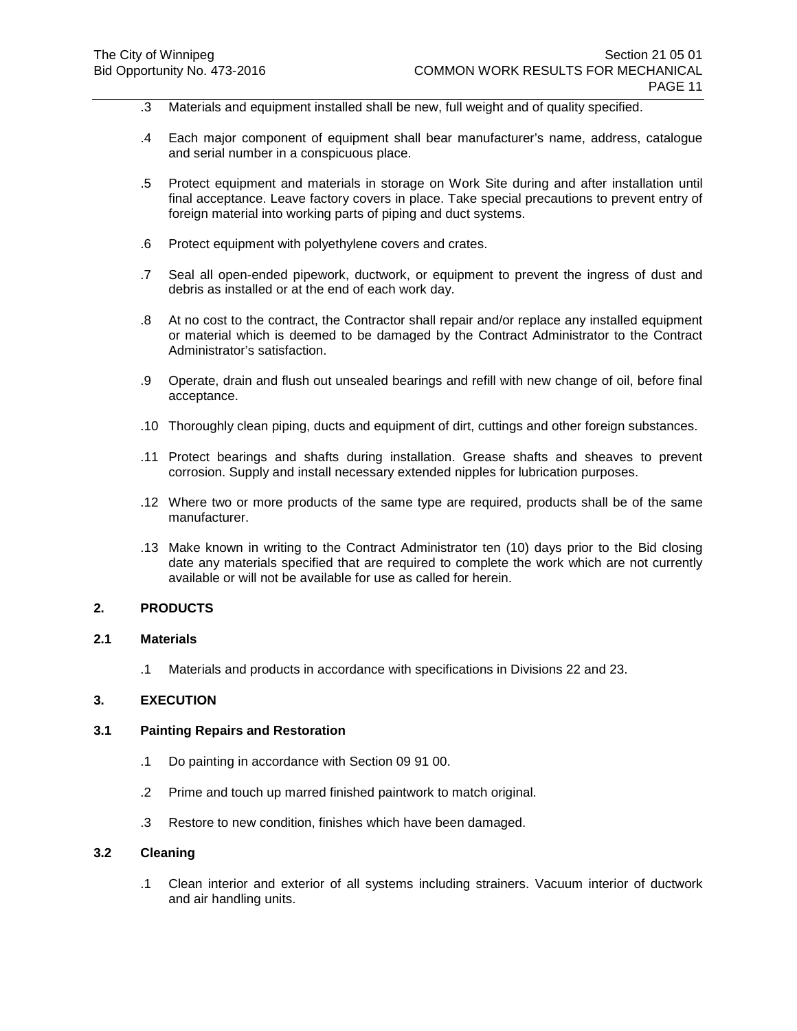.3 Materials and equipment installed shall be new, full weight and of quality specified.

.4 Each major component of equipment shall bear manufacturer's name, address, catalogue and serial number in a conspicuous place.

.5 Protect equipment and materials in storage on Work Site during and after installation until final acceptance. Leave factory covers in place. Take special precautions to prevent entry of foreign material into working parts of piping and duct systems.

.6 Protect equipment with polyethylene covers and crates.

.7 Seal all open-ended pipework, ductwork, or equipment to prevent the ingress of dust and debris as installed or at the end of each work day.

.8 At no cost to the contract, the Contractor shall repair and/or replace any installed equipment or material which is deemed to be damaged by the Contract Administrator to the Contract Administrator's satisfaction.

.9 Operate, drain and flush out unsealed bearings and refill with new change of oil, before final acceptance.

.10 Thoroughly clean piping, ducts and equipment of dirt, cuttings and other foreign substances.

.11 Protect bearings and shafts during installation. Grease shafts and sheaves to prevent corrosion. Supply and install necessary extended nipples for lubrication purposes.

.12 Where two or more products of the same type are required, products shall be of the same manufacturer.

.13 Make known in writing to the Contract Administrator ten (10) days prior to the Bid closing date any materials specified that are required to complete the work which are not currently available or will not be available for use as called for herein.

## 2. PRODUCTS

### 2.1 Materials

.1 Materials and products in accordance with specifications in Divisions 22 and 23.

## 3. EXECUTION

### 3.1 Painting Repairs and Restoration

.1 Do painting in accordance with Section 09 91 00.

.2 Prime and touch up marred finished paintwork to match original.

.3 Restore to new condition, finishes which have been damaged.

### 3.2 Cleaning

.1 Clean interior and exterior of all systems including strainers. Vacuum interior of ductwork and air handling units.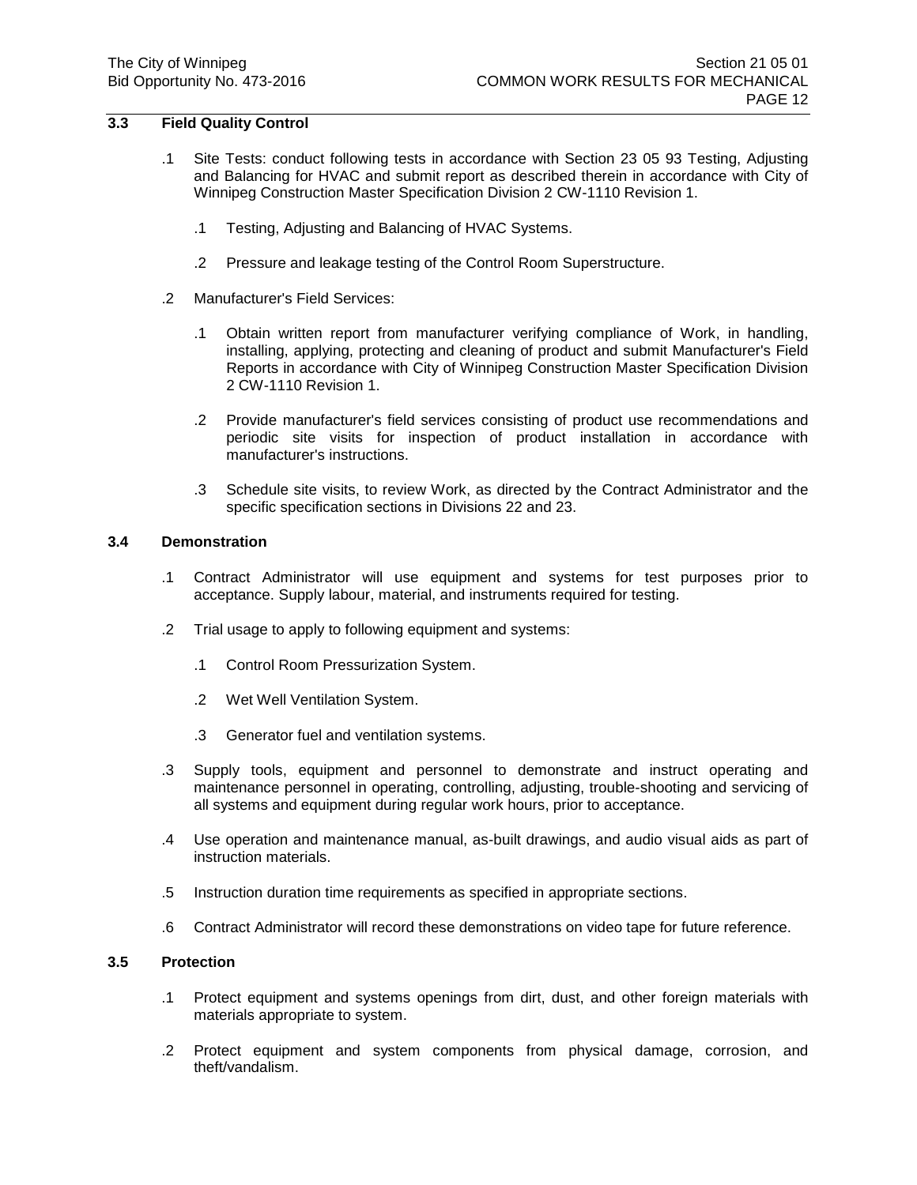## 3.3 Field Quality Control

.1 Site Tests: conduct following tests in accordance with Section 23 05 93 Testing, Adjusting and Balancing for HVAC and submit report as described therein in accordance with City of Winnipeg Construction Master Specification Division 2 CW-1110 Revision 1.

  .1 Testing, Adjusting and Balancing of HVAC Systems.

  .2 Pressure and leakage testing of the Control Room Superstructure.

.2 Manufacturer's Field Services:

  .1 Obtain written report from manufacturer verifying compliance of Work, in handling, installing, applying, protecting and cleaning of product and submit Manufacturer's Field Reports in accordance with City of Winnipeg Construction Master Specification Division 2 CW-1110 Revision 1.

  .2 Provide manufacturer's field services consisting of product use recommendations and periodic site visits for inspection of product installation in accordance with manufacturer's instructions.

  .3 Schedule site visits, to review Work, as directed by the Contract Administrator and the specific specification sections in Divisions 22 and 23.

## 3.4 Demonstration

.1 Contract Administrator will use equipment and systems for test purposes prior to acceptance. Supply labour, material, and instruments required for testing.

.2 Trial usage to apply to following equipment and systems:

  .1 Control Room Pressurization System.

  .2 Wet Well Ventilation System.

  .3 Generator fuel and ventilation systems.

.3 Supply tools, equipment and personnel to demonstrate and instruct operating and maintenance personnel in operating, controlling, adjusting, trouble-shooting and servicing of all systems and equipment during regular work hours, prior to acceptance.

.4 Use operation and maintenance manual, as-built drawings, and audio visual aids as part of instruction materials.

.5 Instruction duration time requirements as specified in appropriate sections.

.6 Contract Administrator will record these demonstrations on video tape for future reference.

## 3.5 Protection

.1 Protect equipment and systems openings from dirt, dust, and other foreign materials with materials appropriate to system.

.2 Protect equipment and system components from physical damage, corrosion, and theft/vandalism.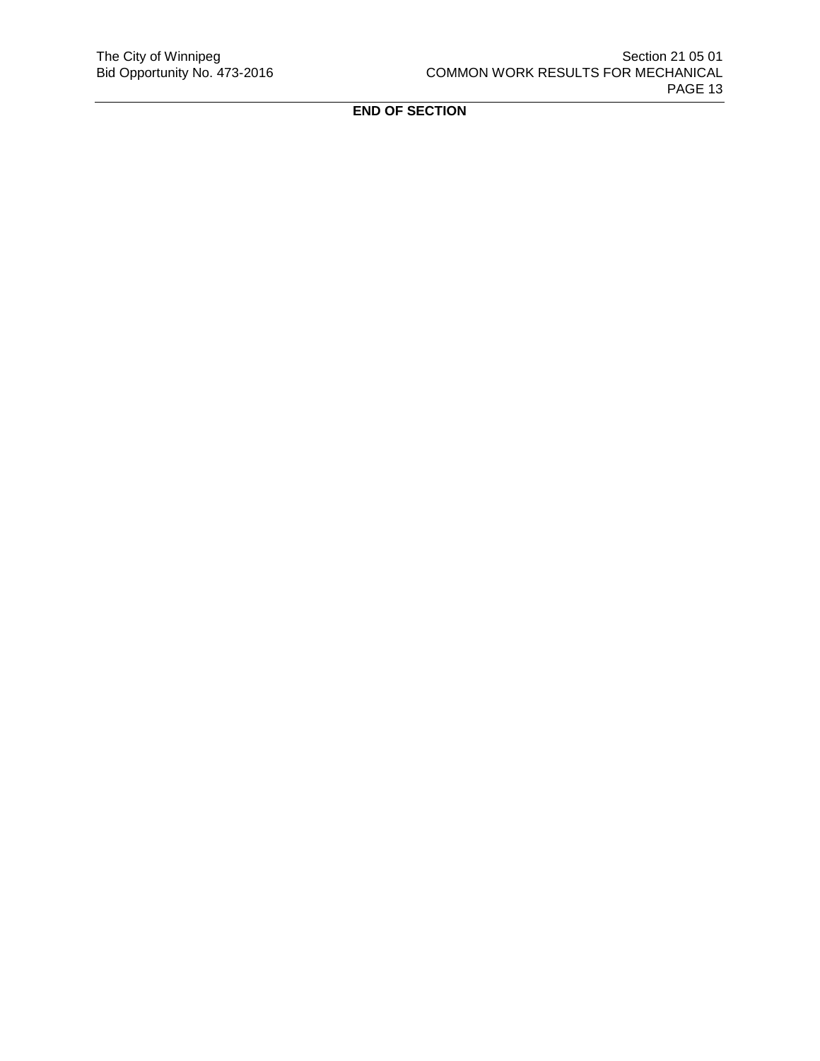**END OF SECTION**